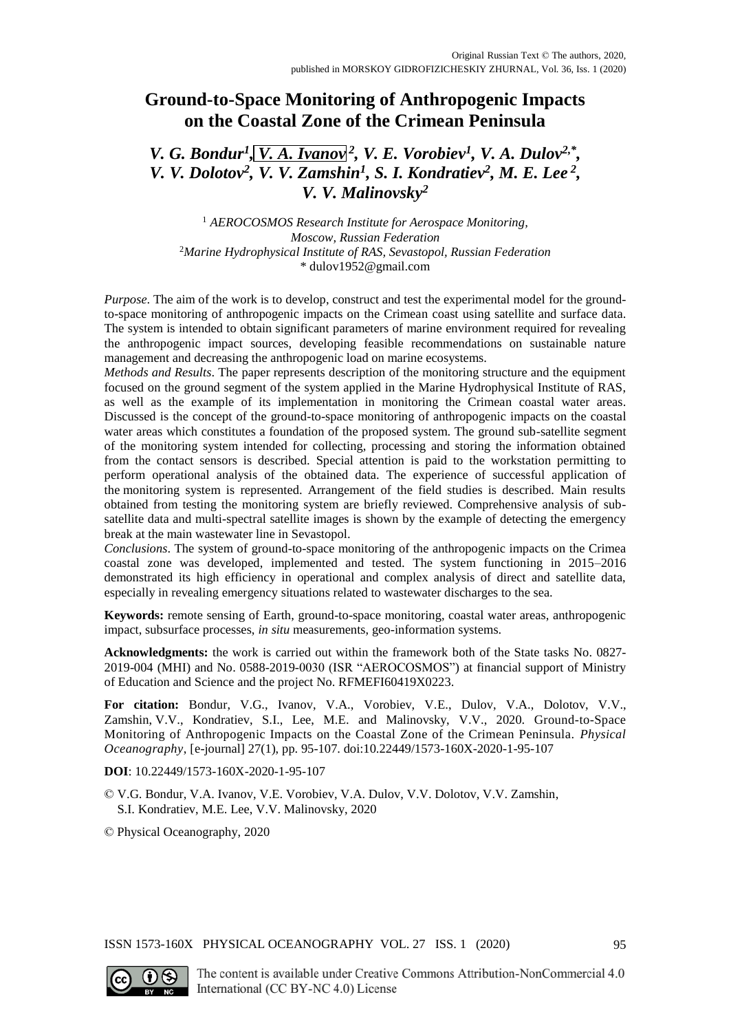Original Russian Text © The authors, 2020, published in MORSKOY GIDROFIZICHESKIY ZHURNAL, Vol. 36, Iss. 1 (2020)

# Ground-to-Space Monitoring of Anthropogenic Impacts on the Coastal Zone of the Crimean Peninsula

***V. G. Bondur*[1], *V. A. Ivanov*[2], *V. E. Vorobiev*[1], *V. A. Dulov*[2,*], *V. V. Dolotov*[2], *V. V. Zamshin*[1], *S. I. Kondratiev*[2], *M. E. Lee*[2], *V. V. Malinovsky*[2]**

[1] *AEROCOSMOS Research Institute for Aerospace Monitoring, Moscow, Russian Federation*
[2] *Marine Hydrophysical Institute of RAS, Sevastopol, Russian Federation*
\* dulov1952@gmail.com

*Purpose*. The aim of the work is to develop, construct and test the experimental model for the ground-to-space monitoring of anthropogenic impacts on the Crimean coast using satellite and surface data. The system is intended to obtain significant parameters of marine environment required for revealing the anthropogenic impact sources, developing feasible recommendations on sustainable nature management and decreasing the anthropogenic load on marine ecosystems.

*Methods and Results*. The paper represents description of the monitoring structure and the equipment focused on the ground segment of the system applied in the Marine Hydrophysical Institute of RAS, as well as the example of its implementation in monitoring the Crimean coastal water areas. Discussed is the concept of the ground-to-space monitoring of anthropogenic impacts on the coastal water areas which constitutes a foundation of the proposed system. The ground sub-satellite segment of the monitoring system intended for collecting, processing and storing the information obtained from the contact sensors is described. Special attention is paid to the workstation permitting to perform operational analysis of the obtained data. The experience of successful application of the monitoring system is represented. Arrangement of the field studies is described. Main results obtained from testing the monitoring system are briefly reviewed. Comprehensive analysis of sub-satellite data and multi-spectral satellite images is shown by the example of detecting the emergency break at the main wastewater line in Sevastopol.

*Conclusions*. The system of ground-to-space monitoring of the anthropogenic impacts on the Crimea coastal zone was developed, implemented and tested. The system functioning in 2015–2016 demonstrated its high efficiency in operational and complex analysis of direct and satellite data, especially in revealing emergency situations related to wastewater discharges to the sea.

**Keywords:** remote sensing of Earth, ground-to-space monitoring, coastal water areas, anthropogenic impact, subsurface processes, *in situ* measurements, geo-information systems.

**Acknowledgments:** the work is carried out within the framework both of the State tasks No. 0827-2019-004 (MHI) and No. 0588-2019-0030 (ISR "AEROCOSMOS") at financial support of Ministry of Education and Science and the project No. RFMEFI60419X0223.

**For citation:** Bondur, V.G., Ivanov, V.A., Vorobiev, V.E., Dulov, V.A., Dolotov, V.V., Zamshin, V.V., Kondratiev, S.I., Lee, M.E. and Malinovsky, V.V., 2020. Ground-to-Space Monitoring of Anthropogenic Impacts on the Coastal Zone of the Crimean Peninsula. *Physical Oceanography*, [e-journal] 27(1), pp. 95-107. doi:10.22449/1573-160X-2020-1-95-107

**DOI**: 10.22449/1573-160X-2020-1-95-107

© V.G. Bondur, V.A. Ivanov, V.E. Vorobiev, V.A. Dulov, V.V. Dolotov, V.V. Zamshin, S.I. Kondratiev, M.E. Lee, V.V. Malinovsky, 2020

© Physical Oceanography, 2020

The content is available under Creative Commons Attribution-NonCommercial 4.0 International (CC BY-NC 4.0) License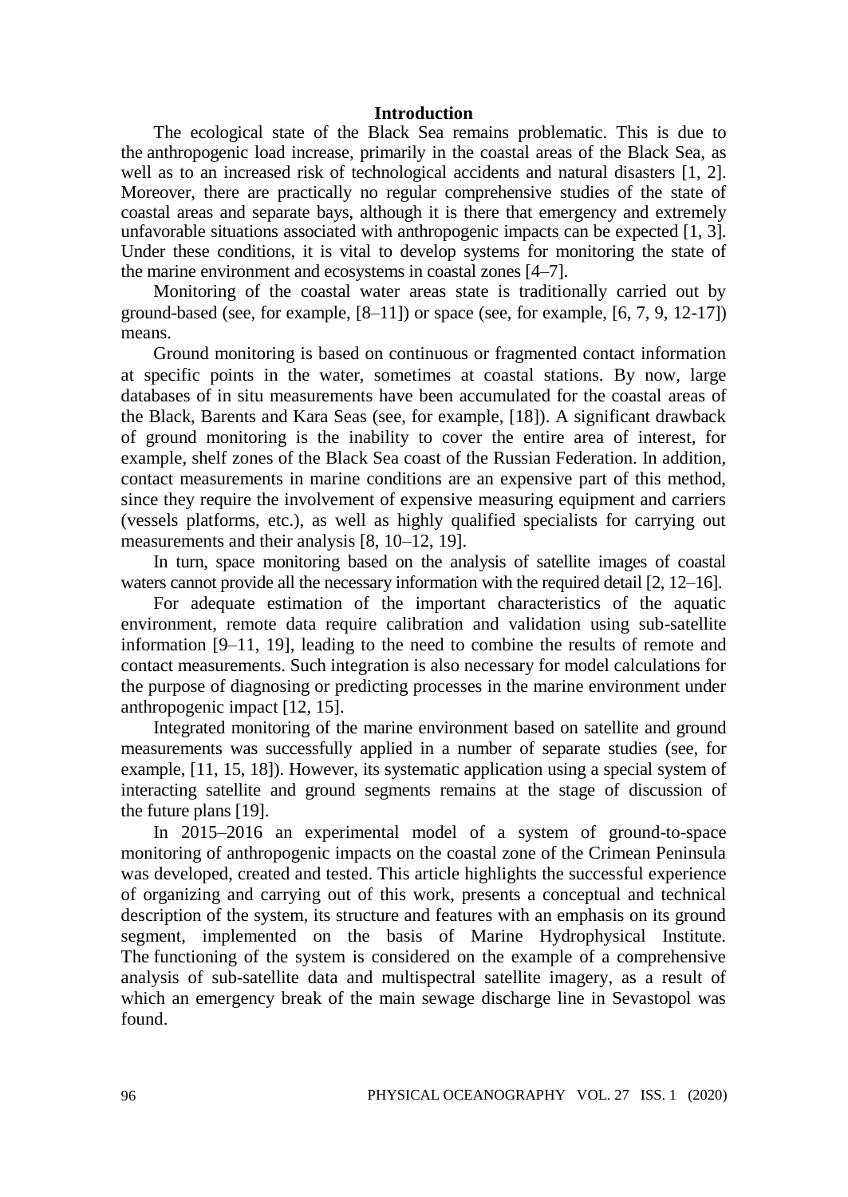## Introduction

The ecological state of the Black Sea remains problematic. This is due to the anthropogenic load increase, primarily in the coastal areas of the Black Sea, as well as to an increased risk of technological accidents and natural disasters [1, 2]. Moreover, there are practically no regular comprehensive studies of the state of coastal areas and separate bays, although it is there that emergency and extremely unfavorable situations associated with anthropogenic impacts can be expected [1, 3]. Under these conditions, it is vital to develop systems for monitoring the state of the marine environment and ecosystems in coastal zones [4–7].

Monitoring of the coastal water areas state is traditionally carried out by ground-based (see, for example, [8–11]) or space (see, for example, [6, 7, 9, 12-17]) means.

Ground monitoring is based on continuous or fragmented contact information at specific points in the water, sometimes at coastal stations. By now, large databases of in situ measurements have been accumulated for the coastal areas of the Black, Barents and Kara Seas (see, for example, [18]). A significant drawback of ground monitoring is the inability to cover the entire area of interest, for example, shelf zones of the Black Sea coast of the Russian Federation. In addition, contact measurements in marine conditions are an expensive part of this method, since they require the involvement of expensive measuring equipment and carriers (vessels platforms, etc.), as well as highly qualified specialists for carrying out measurements and their analysis [8, 10–12, 19].

In turn, space monitoring based on the analysis of satellite images of coastal waters cannot provide all the necessary information with the required detail [2, 12–16].

For adequate estimation of the important characteristics of the aquatic environment, remote data require calibration and validation using sub-satellite information [9–11, 19], leading to the need to combine the results of remote and contact measurements. Such integration is also necessary for model calculations for the purpose of diagnosing or predicting processes in the marine environment under anthropogenic impact [12, 15].

Integrated monitoring of the marine environment based on satellite and ground measurements was successfully applied in a number of separate studies (see, for example, [11, 15, 18]). However, its systematic application using a special system of interacting satellite and ground segments remains at the stage of discussion of the future plans [19].

In 2015–2016 an experimental model of a system of ground-to-space monitoring of anthropogenic impacts on the coastal zone of the Crimean Peninsula was developed, created and tested. This article highlights the successful experience of organizing and carrying out of this work, presents a conceptual and technical description of the system, its structure and features with an emphasis on its ground segment, implemented on the basis of Marine Hydrophysical Institute. The functioning of the system is considered on the example of a comprehensive analysis of sub-satellite data and multispectral satellite imagery, as a result of which an emergency break of the main sewage discharge line in Sevastopol was found.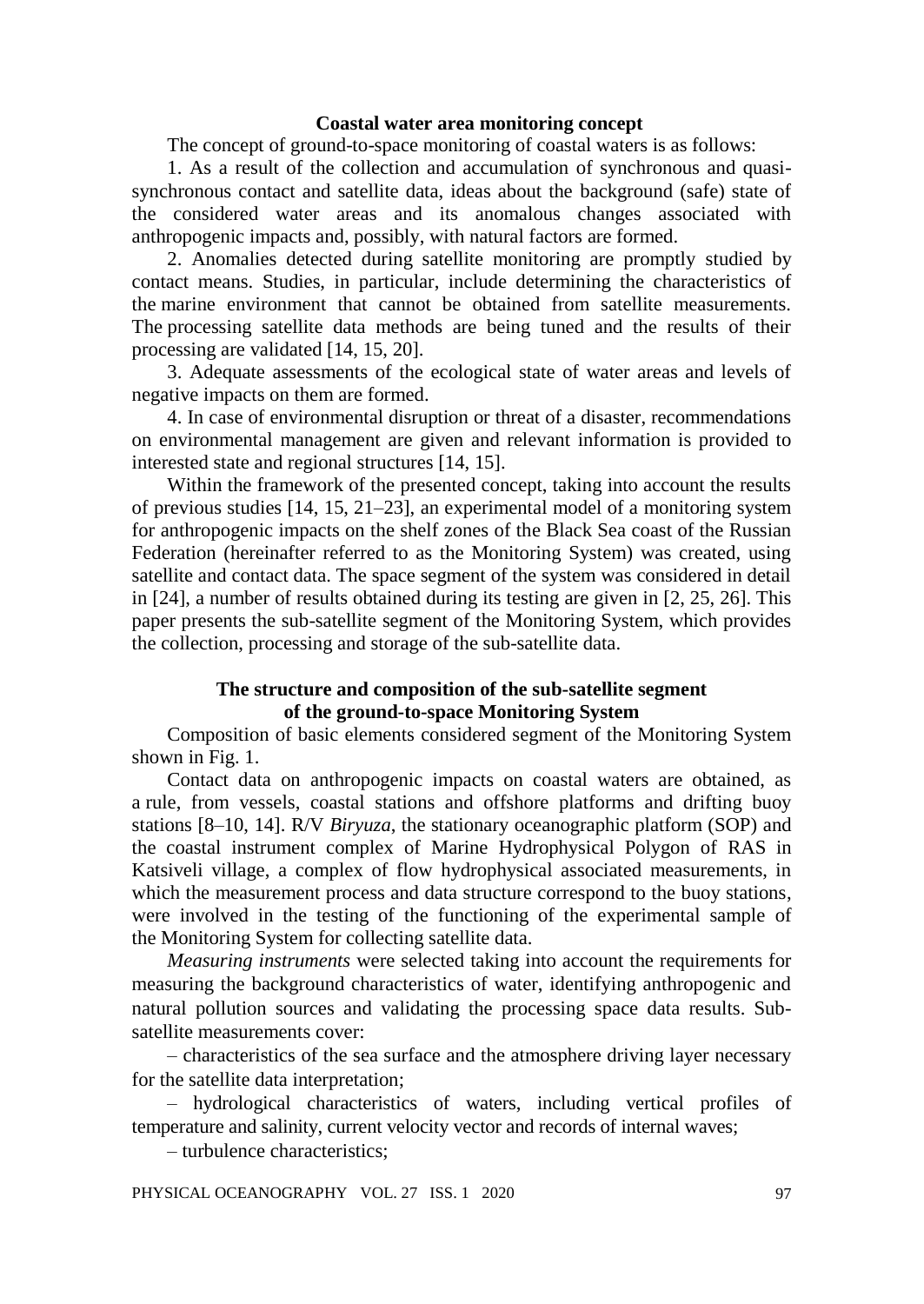## Coastal water area monitoring concept

The concept of ground-to-space monitoring of coastal waters is as follows:

1. As a result of the collection and accumulation of synchronous and quasi-synchronous contact and satellite data, ideas about the background (safe) state of the considered water areas and its anomalous changes associated with anthropogenic impacts and, possibly, with natural factors are formed.

2. Anomalies detected during satellite monitoring are promptly studied by contact means. Studies, in particular, include determining the characteristics of the marine environment that cannot be obtained from satellite measurements. The processing satellite data methods are being tuned and the results of their processing are validated [14, 15, 20].

3. Adequate assessments of the ecological state of water areas and levels of negative impacts on them are formed.

4. In case of environmental disruption or threat of a disaster, recommendations on environmental management are given and relevant information is provided to interested state and regional structures [14, 15].

Within the framework of the presented concept, taking into account the results of previous studies [14, 15, 21–23], an experimental model of a monitoring system for anthropogenic impacts on the shelf zones of the Black Sea coast of the Russian Federation (hereinafter referred to as the Monitoring System) was created, using satellite and contact data. The space segment of the system was considered in detail in [24], a number of results obtained during its testing are given in [2, 25, 26]. This paper presents the sub-satellite segment of the Monitoring System, which provides the collection, processing and storage of the sub-satellite data.

## The structure and composition of the sub-satellite segment of the ground-to-space Monitoring System

Composition of basic elements considered segment of the Monitoring System shown in Fig. 1.

Contact data on anthropogenic impacts on coastal waters are obtained, as a rule, from vessels, coastal stations and offshore platforms and drifting buoy stations [8–10, 14]. R/V *Biryuza*, the stationary oceanographic platform (SOP) and the coastal instrument complex of Marine Hydrophysical Polygon of RAS in Katsiveli village, a complex of flow hydrophysical associated measurements, in which the measurement process and data structure correspond to the buoy stations, were involved in the testing of the functioning of the experimental sample of the Monitoring System for collecting satellite data.

*Measuring instruments* were selected taking into account the requirements for measuring the background characteristics of water, identifying anthropogenic and natural pollution sources and validating the processing space data results. Sub-satellite measurements cover:

– characteristics of the sea surface and the atmosphere driving layer necessary for the satellite data interpretation;

– hydrological characteristics of waters, including vertical profiles of temperature and salinity, current velocity vector and records of internal waves;

– turbulence characteristics;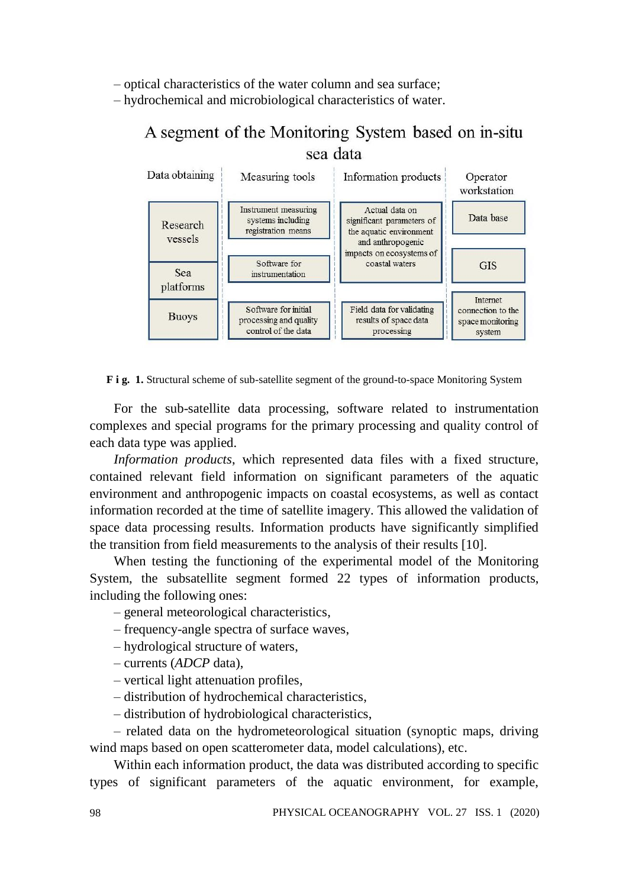– optical characteristics of the water column and sea surface;
– hydrochemical and microbiological characteristics of water.

A segment of the Monitoring System based on in-situ sea data

| Data obtaining | Measuring tools | Information products | Operator workstation |
|---|---|---|---|
| Research vessels | Instrument measuring systems including registration means | Actual data on significant parameters of the aquatic environment and anthropogenic impacts on ecosystems of coastal waters | Data base |
| Sea platforms | Software for instrumentation | | GIS |
| Buoys | Software for initial processing and quality control of the data | Field data for validating results of space data processing | Internet connection to the space monitoring system |

**F i g. 1.** Structural scheme of sub-satellite segment of the ground-to-space Monitoring System

For the sub-satellite data processing, software related to instrumentation complexes and special programs for the primary processing and quality control of each data type was applied.

*Information products*, which represented data files with a fixed structure, contained relevant field information on significant parameters of the aquatic environment and anthropogenic impacts on coastal ecosystems, as well as contact information recorded at the time of satellite imagery. This allowed the validation of space data processing results. Information products have significantly simplified the transition from field measurements to the analysis of their results [10].

When testing the functioning of the experimental model of the Monitoring System, the subsatellite segment formed 22 types of information products, including the following ones:

– general meteorological characteristics,
– frequency-angle spectra of surface waves,
– hydrological structure of waters,
– currents (*ADCP* data),
– vertical light attenuation profiles,
– distribution of hydrochemical characteristics,
– distribution of hydrobiological characteristics,
– related data on the hydrometeorological situation (synoptic maps, driving wind maps based on open scatterometer data, model calculations), etc.

Within each information product, the data was distributed according to specific types of significant parameters of the aquatic environment, for example,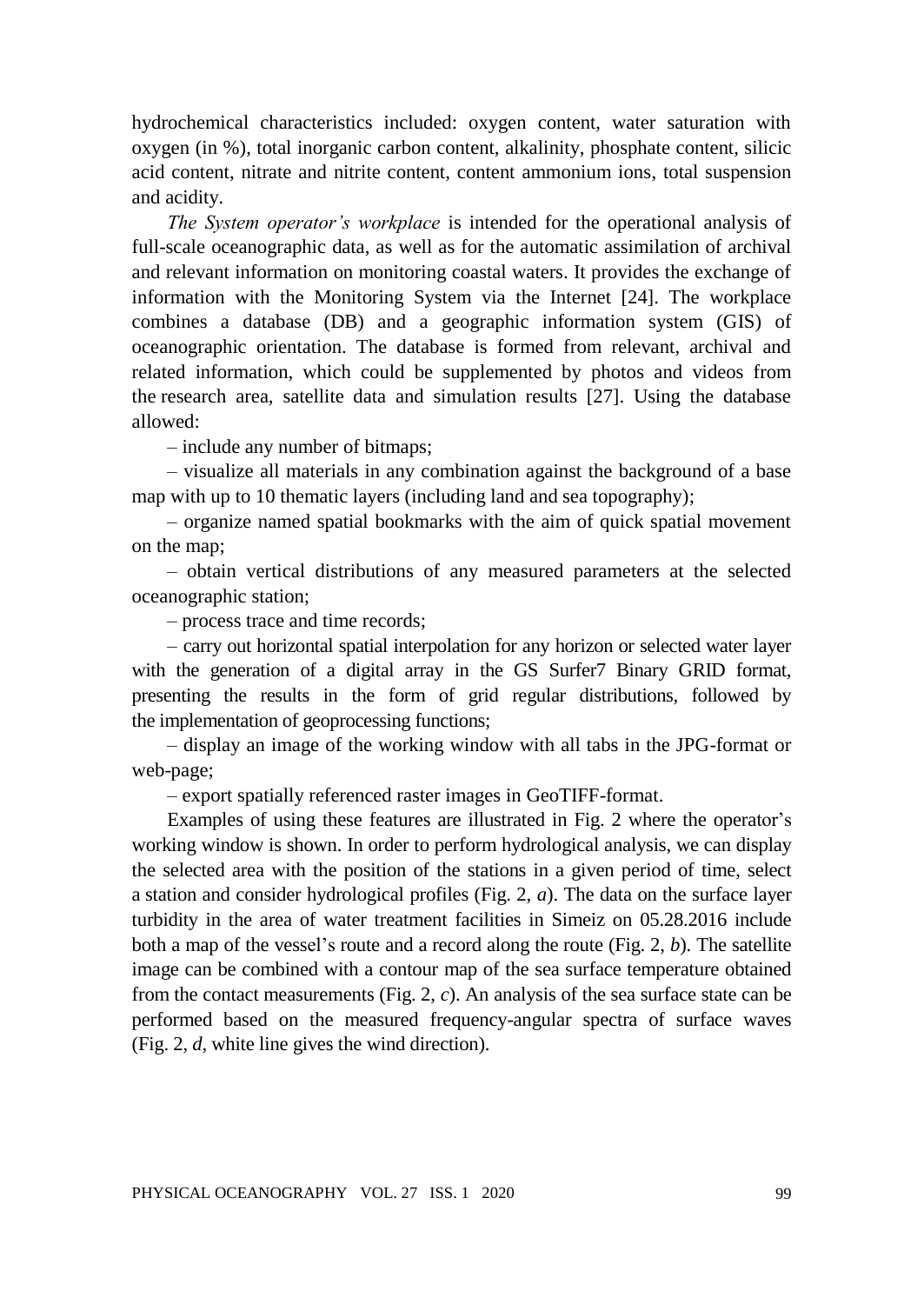hydrochemical characteristics included: oxygen content, water saturation with oxygen (in %), total inorganic carbon content, alkalinity, phosphate content, silicic acid content, nitrate and nitrite content, content ammonium ions, total suspension and acidity.

*The System operator's workplace* is intended for the operational analysis of full-scale oceanographic data, as well as for the automatic assimilation of archival and relevant information on monitoring coastal waters. It provides the exchange of information with the Monitoring System via the Internet [24]. The workplace combines a database (DB) and a geographic information system (GIS) of oceanographic orientation. The database is formed from relevant, archival and related information, which could be supplemented by photos and videos from the research area, satellite data and simulation results [27]. Using the database allowed:

– include any number of bitmaps;

– visualize all materials in any combination against the background of a base map with up to 10 thematic layers (including land and sea topography);

– organize named spatial bookmarks with the aim of quick spatial movement on the map;

– obtain vertical distributions of any measured parameters at the selected oceanographic station;

– process trace and time records;

– carry out horizontal spatial interpolation for any horizon or selected water layer with the generation of a digital array in the GS Surfer7 Binary GRID format, presenting the results in the form of grid regular distributions, followed by the implementation of geoprocessing functions;

– display an image of the working window with all tabs in the JPG-format or web-page;

– export spatially referenced raster images in GeoTIFF-format.

Examples of using these features are illustrated in Fig. 2 where the operator's working window is shown. In order to perform hydrological analysis, we can display the selected area with the position of the stations in a given period of time, select a station and consider hydrological profiles (Fig. 2, *a*). The data on the surface layer turbidity in the area of water treatment facilities in Simeiz on 05.28.2016 include both a map of the vessel's route and a record along the route (Fig. 2, *b*). The satellite image can be combined with a contour map of the sea surface temperature obtained from the contact measurements (Fig. 2, *c*). An analysis of the sea surface state can be performed based on the measured frequency-angular spectra of surface waves (Fig. 2, *d*, white line gives the wind direction).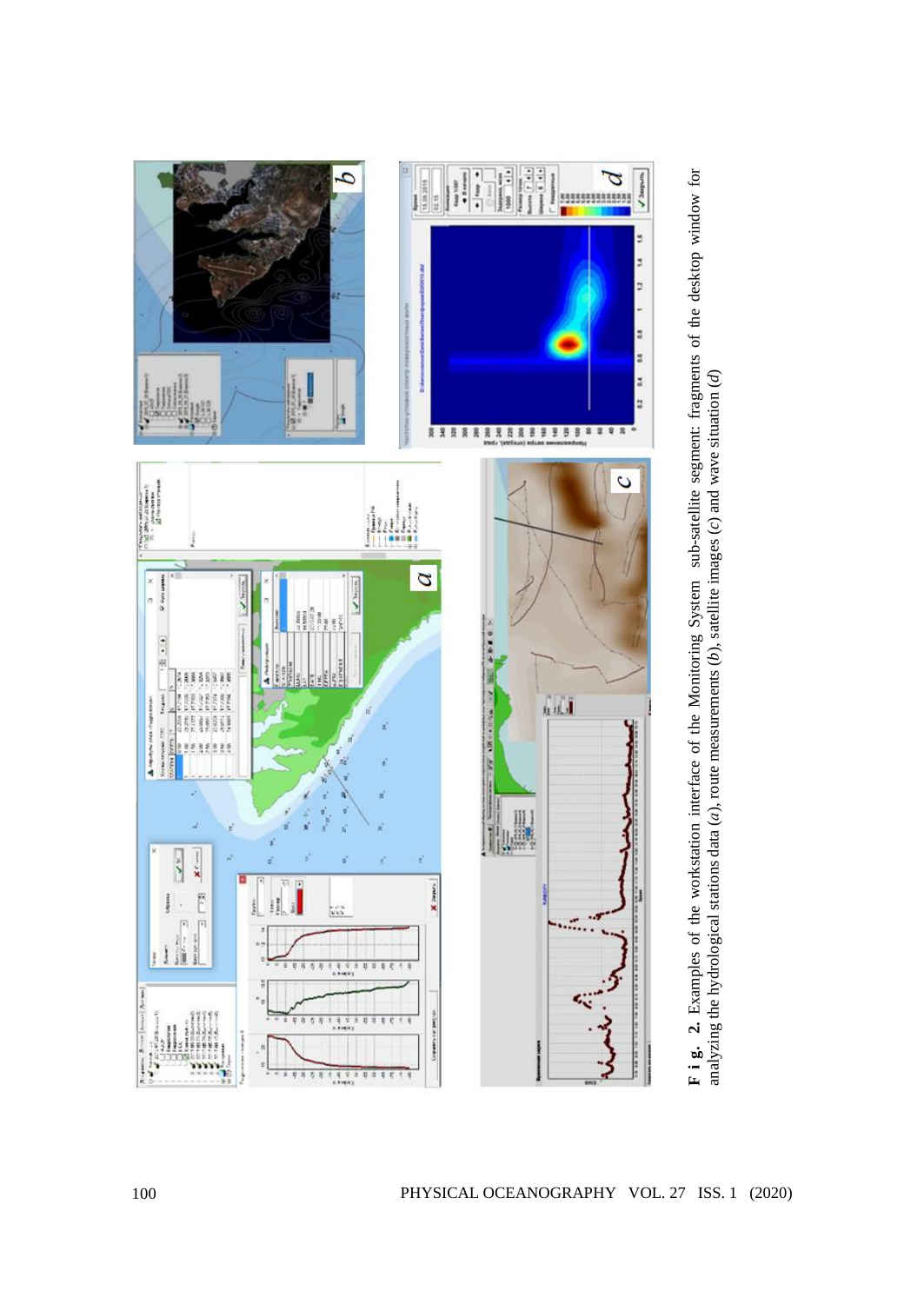**F i g. 2.** Examples of the workstation interface of the Monitoring System sub-satellite segment: fragments of the desktop window for analyzing the hydrological stations data (*a*), route measurements (*b*), satellite images (*c*) and wave situation (*d*)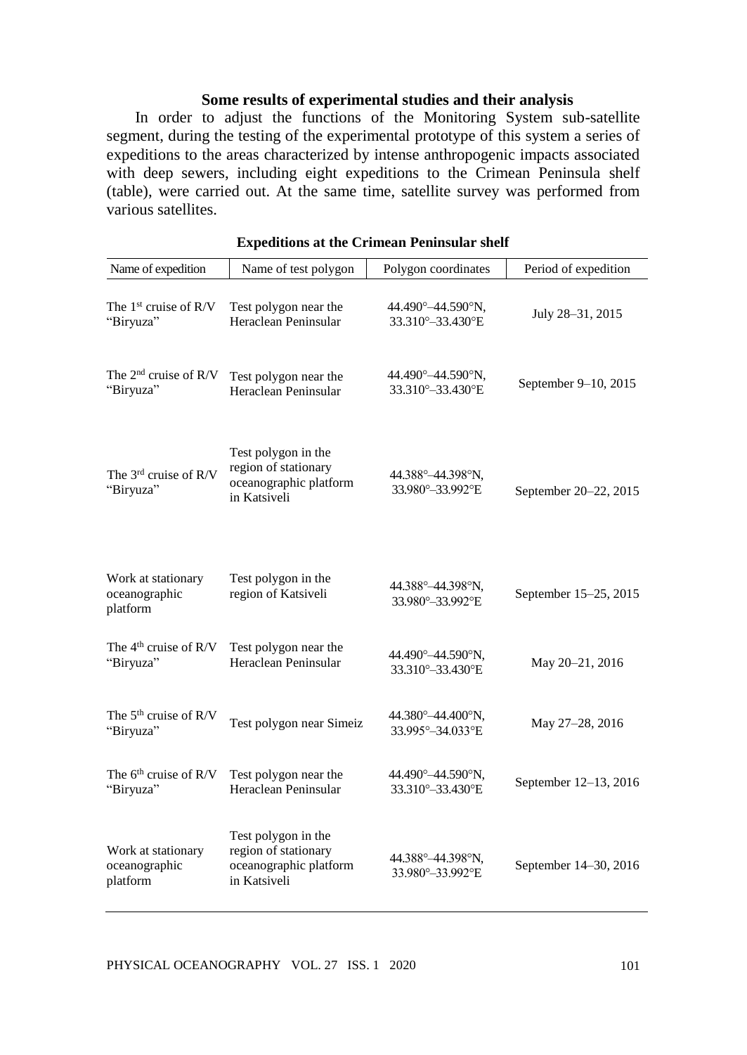### Some results of experimental studies and their analysis

In order to adjust the functions of the Monitoring System sub-satellite segment, during the testing of the experimental prototype of this system a series of expeditions to the areas characterized by intense anthropogenic impacts associated with deep sewers, including eight expeditions to the Crimean Peninsula shelf (table), were carried out. At the same time, satellite survey was performed from various satellites.

**Expeditions at the Crimean Peninsular shelf**

| Name of expedition | Name of test polygon | Polygon coordinates | Period of expedition |
|---|---|---|---|
| The 1st cruise of R/V "Biryuza" | Test polygon near the Heraclean Peninsular | 44.490°–44.590°N, 33.310°–33.430°E | July 28–31, 2015 |
| The 2nd cruise of R/V "Biryuza" | Test polygon near the Heraclean Peninsular | 44.490°–44.590°N, 33.310°–33.430°E | September 9–10, 2015 |
| The 3rd cruise of R/V "Biryuza" | Test polygon in the region of stationary oceanographic platform in Katsiveli | 44.388°–44.398°N, 33.980°–33.992°E | September 20–22, 2015 |
| Work at stationary oceanographic platform | Test polygon in the region of Katsiveli | 44.388°–44.398°N, 33.980°–33.992°E | September 15–25, 2015 |
| The 4th cruise of R/V "Biryuza" | Test polygon near the Heraclean Peninsular | 44.490°–44.590°N, 33.310°–33.430°E | May 20–21, 2016 |
| The 5th cruise of R/V "Biryuza" | Test polygon near Simeiz | 44.380°–44.400°N, 33.995°–34.033°E | May 27–28, 2016 |
| The 6th cruise of R/V "Biryuza" | Test polygon near the Heraclean Peninsular | 44.490°–44.590°N, 33.310°–33.430°E | September 12–13, 2016 |
| Work at stationary oceanographic platform | Test polygon in the region of stationary oceanographic platform in Katsiveli | 44.388°–44.398°N, 33.980°–33.992°E | September 14–30, 2016 |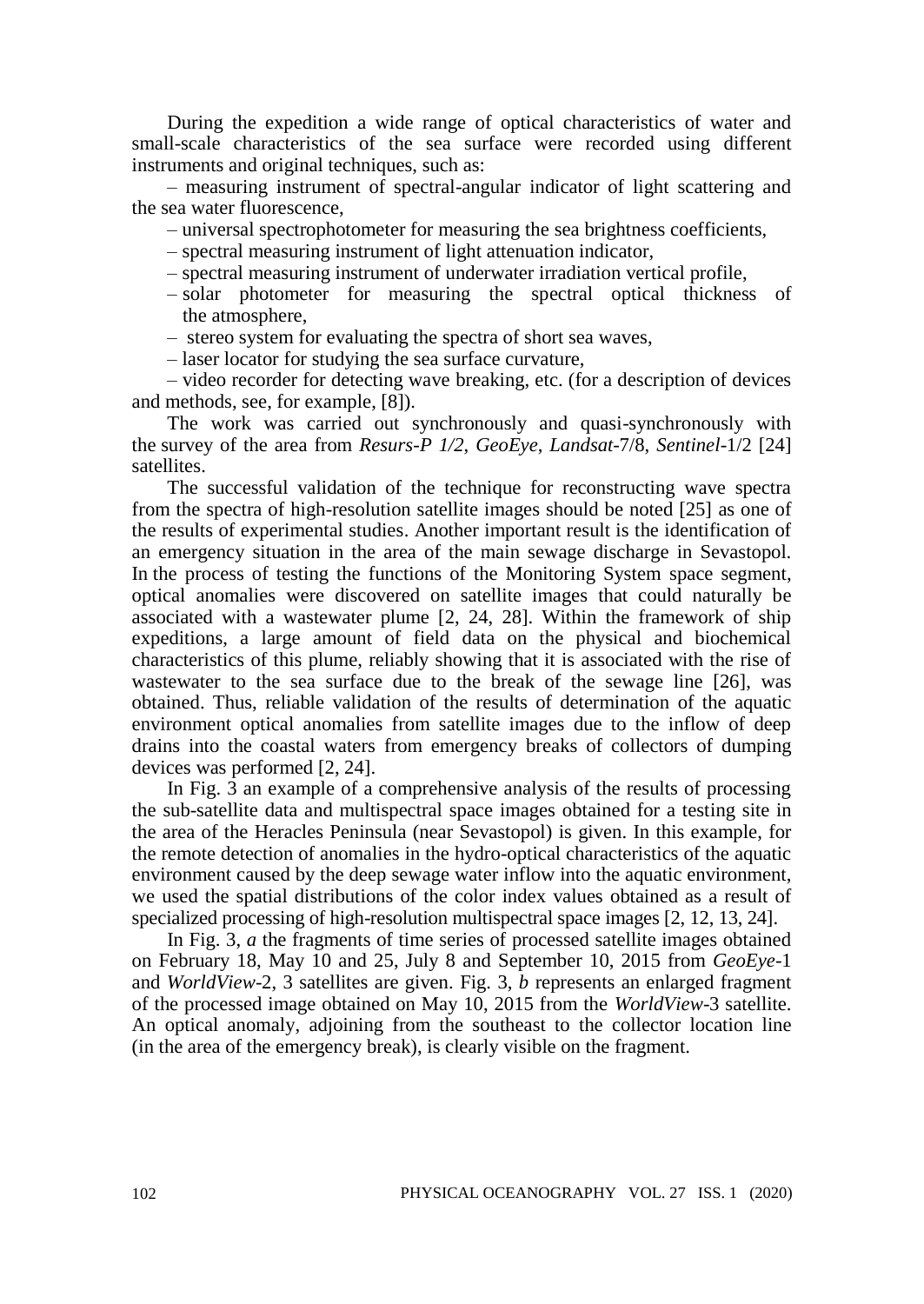During the expedition a wide range of optical characteristics of water and small-scale characteristics of the sea surface were recorded using different instruments and original techniques, such as:

– measuring instrument of spectral-angular indicator of light scattering and the sea water fluorescence,

– universal spectrophotometer for measuring the sea brightness coefficients,

– spectral measuring instrument of light attenuation indicator,

– spectral measuring instrument of underwater irradiation vertical profile,

– solar photometer for measuring the spectral optical thickness of the atmosphere,

– stereo system for evaluating the spectra of short sea waves,

– laser locator for studying the sea surface curvature,

– video recorder for detecting wave breaking, etc. (for a description of devices and methods, see, for example, [8]).

The work was carried out synchronously and quasi-synchronously with the survey of the area from *Resurs-P 1/2*, *GeoEye*, *Landsat*-7/8, *Sentinel*-1/2 [24] satellites.

The successful validation of the technique for reconstructing wave spectra from the spectra of high-resolution satellite images should be noted [25] as one of the results of experimental studies. Another important result is the identification of an emergency situation in the area of the main sewage discharge in Sevastopol. In the process of testing the functions of the Monitoring System space segment, optical anomalies were discovered on satellite images that could naturally be associated with a wastewater plume [2, 24, 28]. Within the framework of ship expeditions, a large amount of field data on the physical and biochemical characteristics of this plume, reliably showing that it is associated with the rise of wastewater to the sea surface due to the break of the sewage line [26], was obtained. Thus, reliable validation of the results of determination of the aquatic environment optical anomalies from satellite images due to the inflow of deep drains into the coastal waters from emergency breaks of collectors of dumping devices was performed [2, 24].

In Fig. 3 an example of a comprehensive analysis of the results of processing the sub-satellite data and multispectral space images obtained for a testing site in the area of the Heracles Peninsula (near Sevastopol) is given. In this example, for the remote detection of anomalies in the hydro-optical characteristics of the aquatic environment caused by the deep sewage water inflow into the aquatic environment, we used the spatial distributions of the color index values obtained as a result of specialized processing of high-resolution multispectral space images [2, 12, 13, 24].

In Fig. 3, *a* the fragments of time series of processed satellite images obtained on February 18, May 10 and 25, July 8 and September 10, 2015 from *GeoEye*-1 and *WorldView*-2, 3 satellites are given. Fig. 3, *b* represents an enlarged fragment of the processed image obtained on May 10, 2015 from the *WorldView*-3 satellite. An optical anomaly, adjoining from the southeast to the collector location line (in the area of the emergency break), is clearly visible on the fragment.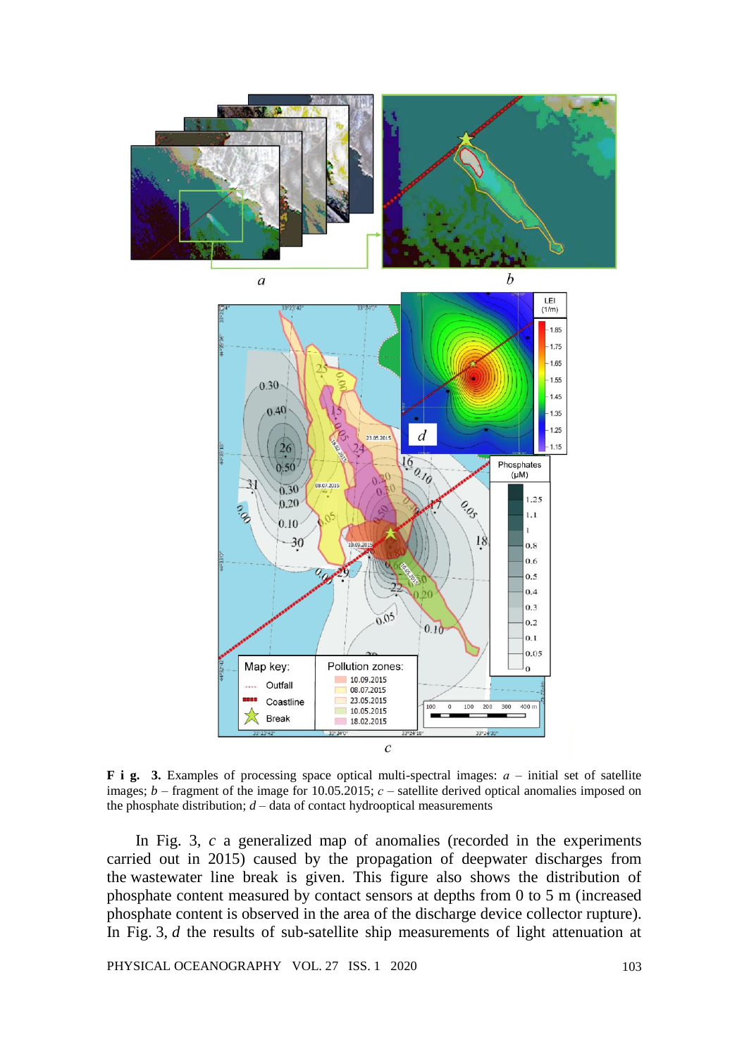**F i g. 3.** Examples of processing space optical multi-spectral images: *a* – initial set of satellite images; *b* – fragment of the image for 10.05.2015; *c* – satellite derived optical anomalies imposed on the phosphate distribution; *d* – data of contact hydrooptical measurements

In Fig. 3, *c* a generalized map of anomalies (recorded in the experiments carried out in 2015) caused by the propagation of deepwater discharges from the wastewater line break is given. This figure also shows the distribution of phosphate content measured by contact sensors at depths from 0 to 5 m (increased phosphate content is observed in the area of the discharge device collector rupture). In Fig. 3, *d* the results of sub-satellite ship measurements of light attenuation at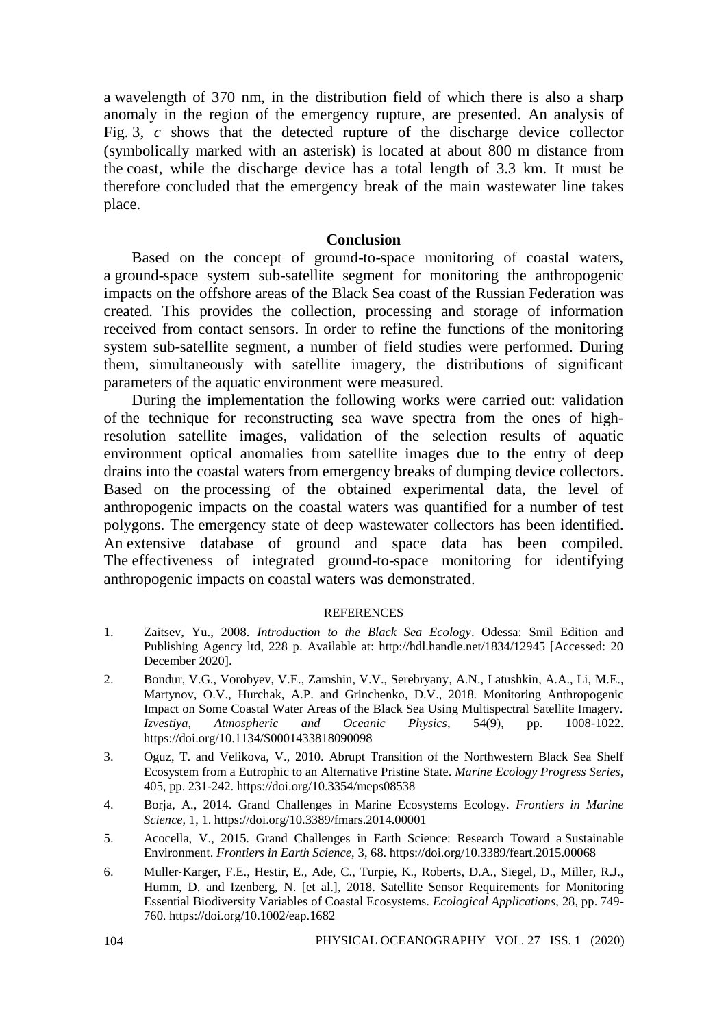a wavelength of 370 nm, in the distribution field of which there is also a sharp anomaly in the region of the emergency rupture, are presented. An analysis of Fig. 3, *c* shows that the detected rupture of the discharge device collector (symbolically marked with an asterisk) is located at about 800 m distance from the coast, while the discharge device has a total length of 3.3 km. It must be therefore concluded that the emergency break of the main wastewater line takes place.

## Conclusion

Based on the concept of ground-to-space monitoring of coastal waters, a ground-space system sub-satellite segment for monitoring the anthropogenic impacts on the offshore areas of the Black Sea coast of the Russian Federation was created. This provides the collection, processing and storage of information received from contact sensors. In order to refine the functions of the monitoring system sub-satellite segment, a number of field studies were performed. During them, simultaneously with satellite imagery, the distributions of significant parameters of the aquatic environment were measured.

During the implementation the following works were carried out: validation of the technique for reconstructing sea wave spectra from the ones of high-resolution satellite images, validation of the selection results of aquatic environment optical anomalies from satellite images due to the entry of deep drains into the coastal waters from emergency breaks of dumping device collectors. Based on the processing of the obtained experimental data, the level of anthropogenic impacts on the coastal waters was quantified for a number of test polygons. The emergency state of deep wastewater collectors has been identified. An extensive database of ground and space data has been compiled. The effectiveness of integrated ground-to-space monitoring for identifying anthropogenic impacts on coastal waters was demonstrated.

## REFERENCES

1. Zaitsev, Yu., 2008. *Introduction to the Black Sea Ecology*. Odessa: Smil Edition and Publishing Agency ltd, 228 p. Available at: http://hdl.handle.net/1834/12945 [Accessed: 20 December 2020].
2. Bondur, V.G., Vorobyev, V.E., Zamshin, V.V., Serebryany, A.N., Latushkin, A.A., Li, M.E., Martynov, O.V., Hurchak, A.P. and Grinchenko, D.V., 2018. Monitoring Anthropogenic Impact on Some Coastal Water Areas of the Black Sea Using Multispectral Satellite Imagery. *Izvestiya, Atmospheric and Oceanic Physics*, 54(9), pp. 1008-1022. https://doi.org/10.1134/S0001433818090098
3. Oguz, T. and Velikova, V., 2010. Abrupt Transition of the Northwestern Black Sea Shelf Ecosystem from a Eutrophic to an Alternative Pristine State. *Marine Ecology Progress Series*, 405, pp. 231-242. https://doi.org/10.3354/meps08538
4. Borja, A., 2014. Grand Challenges in Marine Ecosystems Ecology. *Frontiers in Marine Science*, 1, 1. https://doi.org/10.3389/fmars.2014.00001
5. Acocella, V., 2015. Grand Challenges in Earth Science: Research Toward a Sustainable Environment. *Frontiers in Earth Science*, 3, 68. https://doi.org/10.3389/feart.2015.00068
6. Muller-Karger, F.E., Hestir, E., Ade, C., Turpie, K., Roberts, D.A., Siegel, D., Miller, R.J., Humm, D. and Izenberg, N. [et al.], 2018. Satellite Sensor Requirements for Monitoring Essential Biodiversity Variables of Coastal Ecosystems. *Ecological Applications*, 28, pp. 749-760. https://doi.org/10.1002/eap.1682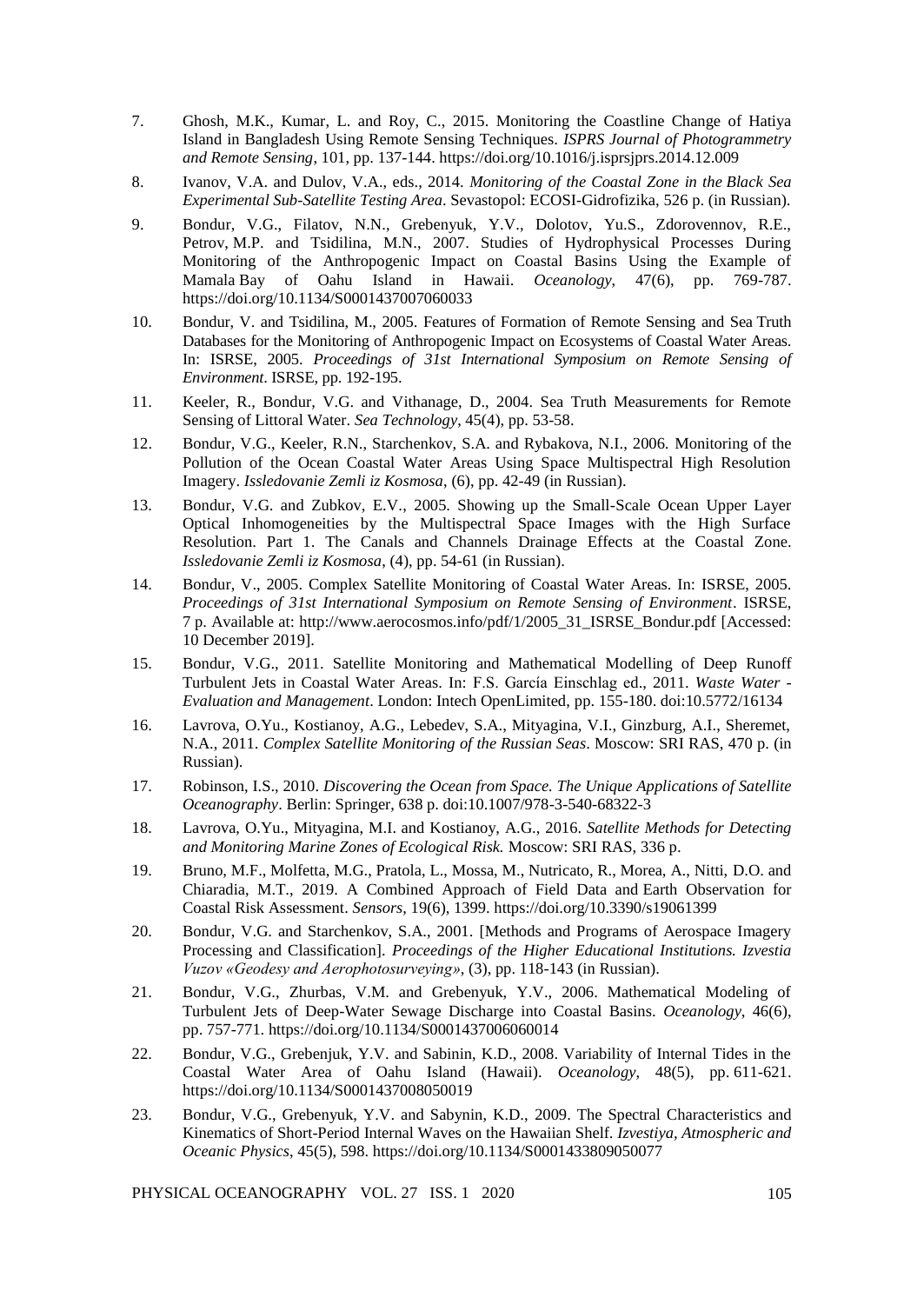7. Ghosh, M.K., Kumar, L. and Roy, C., 2015. Monitoring the Coastline Change of Hatiya Island in Bangladesh Using Remote Sensing Techniques. *ISPRS Journal of Photogrammetry and Remote Sensing*, 101, pp. 137-144. https://doi.org/10.1016/j.isprsjprs.2014.12.009

8. Ivanov, V.A. and Dulov, V.A., eds., 2014. *Monitoring of the Coastal Zone in the Black Sea Experimental Sub-Satellite Testing Area*. Sevastopol: ECOSI-Gidrofizika, 526 p. (in Russian).

9. Bondur, V.G., Filatov, N.N., Grebenyuk, Y.V., Dolotov, Yu.S., Zdorovennov, R.E., Petrov, M.P. and Tsidilina, M.N., 2007. Studies of Hydrophysical Processes During Monitoring of the Anthropogenic Impact on Coastal Basins Using the Example of Mamala Bay of Oahu Island in Hawaii. *Oceanology*, 47(6), pp. 769-787. https://doi.org/10.1134/S0001437007060033

10. Bondur, V. and Tsidilina, M., 2005. Features of Formation of Remote Sensing and Sea Truth Databases for the Monitoring of Anthropogenic Impact on Ecosystems of Coastal Water Areas. In: ISRSE, 2005. *Proceedings of 31st International Symposium on Remote Sensing of Environment*. ISRSE, pp. 192-195.

11. Keeler, R., Bondur, V.G. and Vithanage, D., 2004. Sea Truth Measurements for Remote Sensing of Littoral Water. *Sea Technology*, 45(4), pp. 53-58.

12. Bondur, V.G., Keeler, R.N., Starchenkov, S.A. and Rybakova, N.I., 2006. Monitoring of the Pollution of the Ocean Coastal Water Areas Using Space Multispectral High Resolution Imagery. *Issledovanie Zemli iz Kosmosa*, (6), pp. 42-49 (in Russian).

13. Bondur, V.G. and Zubkov, E.V., 2005. Showing up the Small-Scale Ocean Upper Layer Optical Inhomogeneities by the Multispectral Space Images with the High Surface Resolution. Part 1. The Canals and Channels Drainage Effects at the Coastal Zone. *Issledovanie Zemli iz Kosmosa*, (4), pp. 54-61 (in Russian).

14. Bondur, V., 2005. Complex Satellite Monitoring of Coastal Water Areas. In: ISRSE, 2005. *Proceedings of 31st International Symposium on Remote Sensing of Environment*. ISRSE, 7 p. Available at: http://www.aerocosmos.info/pdf/1/2005_31_ISRSE_Bondur.pdf [Accessed: 10 December 2019].

15. Bondur, V.G., 2011. Satellite Monitoring and Mathematical Modelling of Deep Runoff Turbulent Jets in Coastal Water Areas. In: F.S. García Einschlag ed., 2011. *Waste Water - Evaluation and Management*. London: Intech OpenLimited, pp. 155-180. doi:10.5772/16134

16. Lavrova, O.Yu., Kostianoy, A.G., Lebedev, S.A., Mityagina, V.I., Ginzburg, A.I., Sheremet, N.A., 2011. *Complex Satellite Monitoring of the Russian Seas*. Moscow: SRI RAS, 470 p. (in Russian).

17. Robinson, I.S., 2010. *Discovering the Ocean from Space. The Unique Applications of Satellite Oceanography*. Berlin: Springer, 638 p. doi:10.1007/978-3-540-68322-3

18. Lavrova, O.Yu., Mityagina, M.I. and Kostianoy, A.G., 2016. *Satellite Methods for Detecting and Monitoring Marine Zones of Ecological Risk.* Moscow: SRI RAS, 336 p.

19. Bruno, M.F., Molfetta, M.G., Pratola, L., Mossa, M., Nutricato, R., Morea, A., Nitti, D.O. and Chiaradia, M.T., 2019. A Combined Approach of Field Data and Earth Observation for Coastal Risk Assessment. *Sensors*, 19(6), 1399. https://doi.org/10.3390/s19061399

20. Bondur, V.G. and Starchenkov, S.A., 2001. [Methods and Programs of Aerospace Imagery Processing and Classification]. *Proceedings of the Higher Educational Institutions. Izvestia Vuzov «Geodesy and Aerophotosurveying»*, (3), pp. 118-143 (in Russian).

21. Bondur, V.G., Zhurbas, V.M. and Grebenyuk, Y.V., 2006. Mathematical Modeling of Turbulent Jets of Deep-Water Sewage Discharge into Coastal Basins. *Oceanology*, 46(6), pp. 757-771. https://doi.org/10.1134/S0001437006060014

22. Bondur, V.G., Grebenjuk, Y.V. and Sabinin, K.D., 2008. Variability of Internal Tides in the Coastal Water Area of Oahu Island (Hawaii). *Oceanology*, 48(5), pp. 611-621. https://doi.org/10.1134/S0001437008050019

23. Bondur, V.G., Grebenyuk, Y.V. and Sabynin, K.D., 2009. The Spectral Characteristics and Kinematics of Short-Period Internal Waves on the Hawaiian Shelf. *Izvestiya, Atmospheric and Oceanic Physics*, 45(5), 598. https://doi.org/10.1134/S0001433809050077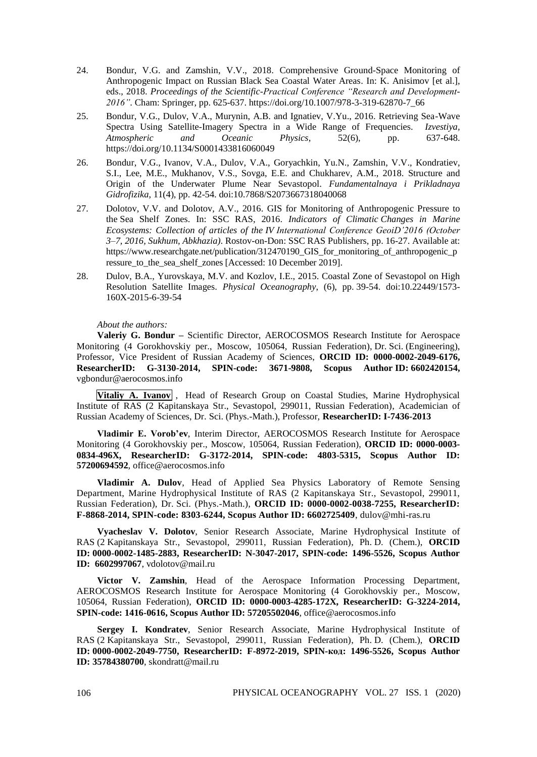24. Bondur, V.G. and Zamshin, V.V., 2018. Comprehensive Ground-Space Monitoring of Anthropogenic Impact on Russian Black Sea Coastal Water Areas. In: K. Anisimov [et al.], eds., 2018. *Proceedings of the Scientific-Practical Conference "Research and Development-2016"*. Cham: Springer, pp. 625-637. https://doi.org/10.1007/978-3-319-62870-7_66

25. Bondur, V.G., Dulov, V.A., Murynin, A.B. and Ignatiev, V.Yu., 2016. Retrieving Sea-Wave Spectra Using Satellite-Imagery Spectra in a Wide Range of Frequencies. *Izvestiya, Atmospheric and Oceanic Physics*, 52(6), pp. 637-648. https://doi.org/10.1134/S0001433816060049

26. Bondur, V.G., Ivanov, V.A., Dulov, V.A., Goryachkin, Yu.N., Zamshin, V.V., Kondratiev, S.I., Lee, M.E., Mukhanov, V.S., Sovga, E.E. and Chukharev, A.M., 2018. Structure and Origin of the Underwater Plume Near Sevastopol. *Fundamentalnaya i Prikladnaya Gidrofizika*, 11(4), pp. 42-54. doi:10.7868/S2073667318040068

27. Dolotov, V.V. and Dolotov, A.V., 2016. GIS for Monitoring of Anthropogenic Pressure to the Sea Shelf Zones. In: SSC RAS, 2016. *Indicators of Climatic Changes in Marine Ecosystems: Collection of articles of the IV International Conference GeoiD'2016 (October 3–7, 2016, Sukhum, Abkhazia)*. Rostov-on-Don: SSC RAS Publishers, pp. 16-27. Available at: https://www.researchgate.net/publication/312470190_GIS_for_monitoring_of_anthropogenic_pressure_to_the_sea_shelf_zones [Accessed: 10 December 2019].

28. Dulov, B.A., Yurovskaya, M.V. and Kozlov, I.E., 2015. Coastal Zone of Sevastopol on High Resolution Satellite Images. *Physical Oceanography*, (6), pp. 39-54. doi:10.22449/1573-160X-2015-6-39-54

*About the authors:*

**Valeriy G. Bondur –** Scientific Director, AEROCOSMOS Research Institute for Aerospace Monitoring (4 Gorokhovskiy per., Moscow, 105064, Russian Federation), Dr. Sci. (Engineering), Professor, Vice President of Russian Academy of Sciences, **ORCID ID: 0000-0002-2049-6176, ResearcherID: G-3130-2014, SPIN-code: 3671-9808, Scopus Author ID: 6602420154,** vgbondur@aerocosmos.info

**Vitaliy A. Ivanov**, Head of Research Group on Coastal Studies, Marine Hydrophysical Institute of RAS (2 Kapitanskaya Str., Sevastopol, 299011, Russian Federation), Academician of Russian Academy of Sciences, Dr. Sci. (Phys.-Math.), Professor, **ResearcherID: I-7436-2013**

**Vladimir E. Vorob'ev**, Interim Director, AEROCOSMOS Research Institute for Aerospace Monitoring (4 Gorokhovskiy per., Moscow, 105064, Russian Federation), **ORCID ID: 0000-0003-0834-496X, ResearcherID: G-3172-2014, SPIN-code: 4803-5315, Scopus Author ID: 57200694592**, office@aerocosmos.info

**Vladimir A. Dulov**, Head of Applied Sea Physics Laboratory of Remote Sensing Department, Marine Hydrophysical Institute of RAS (2 Kapitanskaya Str., Sevastopol, 299011, Russian Federation), Dr. Sci. (Phys.-Math.), **ORCID ID: 0000-0002-0038-7255, ResearcherID: F-8868-2014, SPIN-code: 8303-6244, Scopus Author ID: 6602725409**, dulov@mhi-ras.ru

**Vyacheslav V. Dolotov**, Senior Research Associate, Marine Hydrophysical Institute of RAS (2 Kapitanskaya Str., Sevastopol, 299011, Russian Federation), Ph. D. (Chem.), **ORCID ID: 0000-0002-1485-2883, ResearcherID: N-3047-2017, SPIN-code: 1496-5526, Scopus Author ID: 6602997067**, vdolotov@mail.ru

**Victor V. Zamshin**, Head of the Aerospace Information Processing Department, AEROCOSMOS Research Institute for Aerospace Monitoring (4 Gorokhovskiy per., Moscow, 105064, Russian Federation), **ORCID ID: 0000-0003-4285-172X, ResearcherID: G-3224-2014, SPIN-code: 1416-0616, Scopus Author ID: 57205502046**, office@aerocosmos.info

**Sergey I. Kondratev**, Senior Research Associate, Marine Hydrophysical Institute of RAS (2 Kapitanskaya Str., Sevastopol, 299011, Russian Federation), Ph. D. (Chem.), **ORCID ID: 0000-0002-2049-7750, ResearcherID: F-8972-2019, SPIN-код: 1496-5526, Scopus Author ID: 35784380700**, skondratt@mail.ru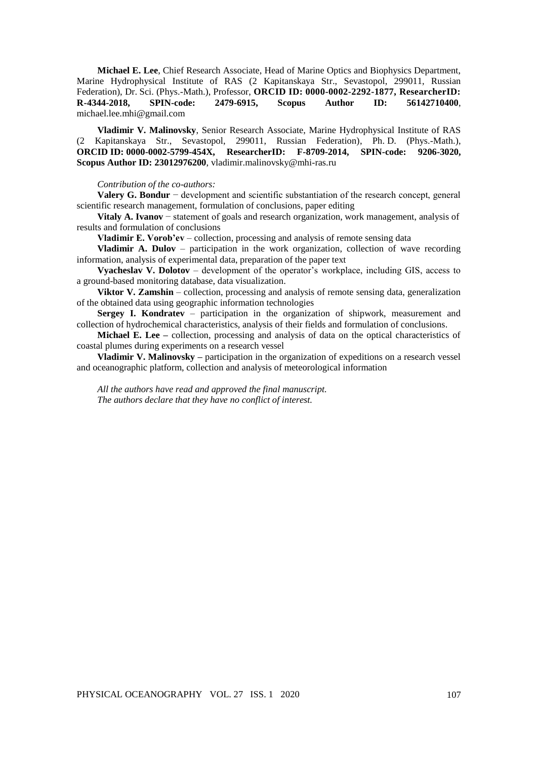**Michael E. Lee**, Chief Research Associate, Head of Marine Optics and Biophysics Department, Marine Hydrophysical Institute of RAS (2 Kapitanskaya Str., Sevastopol, 299011, Russian Federation), Dr. Sci. (Phys.-Math.), Professor, **ORCID ID: 0000-0002-2292-1877, ResearcherID: R-4344-2018, SPIN-code: 2479-6915, Scopus Author ID: 56142710400**, michael.lee.mhi@gmail.com

**Vladimir V. Malinovsky**, Senior Research Associate, Marine Hydrophysical Institute of RAS (2 Kapitanskaya Str., Sevastopol, 299011, Russian Federation), Ph. D. (Phys.-Math.), **ORCID ID: 0000-0002-5799-454X, ResearcherID: F-8709-2014, SPIN-code: 9206-3020, Scopus Author ID: 23012976200**, vladimir.malinovsky@mhi-ras.ru

*Contribution of the co-authors:*

**Valery G. Bondur** − development and scientific substantiation of the research concept, general scientific research management, formulation of conclusions, paper editing

**Vitaly A. Ivanov** − statement of goals and research organization, work management, analysis of results and formulation of conclusions

**Vladimir E. Vorob'ev** – collection, processing and analysis of remote sensing data

**Vladimir A. Dulov** – participation in the work organization, collection of wave recording information, analysis of experimental data, preparation of the paper text

**Vyacheslav V. Dolotov** – development of the operator's workplace, including GIS, access to a ground-based monitoring database, data visualization.

**Viktor V. Zamshin** – collection, processing and analysis of remote sensing data, generalization of the obtained data using geographic information technologies

**Sergey I. Kondratev** – participation in the organization of shipwork, measurement and collection of hydrochemical characteristics, analysis of their fields and formulation of conclusions.

**Michael E. Lee –** collection, processing and analysis of data on the optical characteristics of coastal plumes during experiments on a research vessel

**Vladimir V. Malinovsky –** participation in the organization of expeditions on a research vessel and oceanographic platform, collection and analysis of meteorological information

*All the authors have read and approved the final manuscript.*
*The authors declare that they have no conflict of interest.*